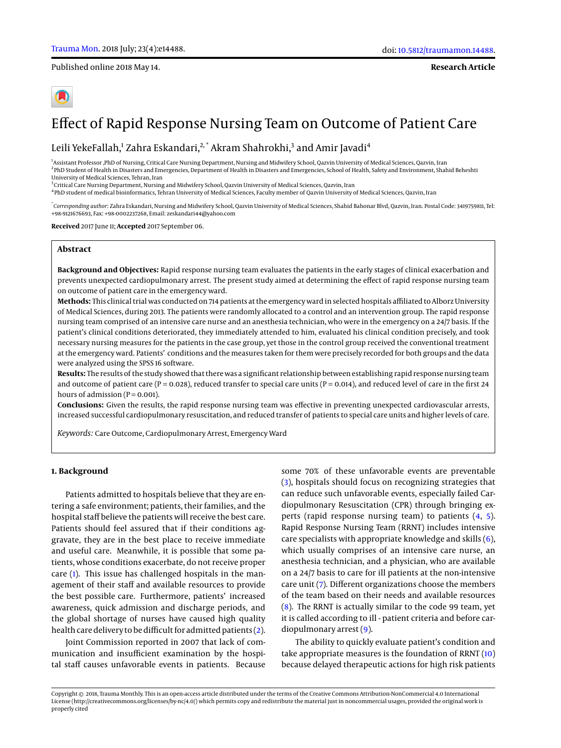Published online 2018 May 14.

**Research Article**

# Effect of Rapid Response Nursing Team on Outcome of Patient Care

Leili YekeFallah,[1] Zahra Eskandari,[2,*] Akram Shahrokhi,[3] and Amir Javadi[4]

[1] Assistant Professor ,PhD of Nursing, Critical Care Nursing Department, Nursing and Midwifery School, Qazvin University of Medical Sciences, Qazvin, Iran
[2] PhD Student of Health in Disasters and Emergencies, Department of Health in Disasters and Emergencies, School of Health, Safety and Environment, Shahid Beheshti University of Medical Sciences, Tehran, Iran
[3] Critical Care Nursing Department, Nursing and Midwifery School, Qazvin University of Medical Sciences, Qazvin, Iran
[4] PhD student of medical bioinformatics, Tehran University of Medical Sciences, Faculty member of Qazvin University of Medical Sciences, Qazvin, Iran

[*] *Corresponding author*: Zahra Eskandari, Nursing and Midwifery School, Qazvin University of Medical Sciences, Shahid Bahonar Blvd, Qazvin, Iran. Postal Code: 3419759811, Tel: +98-9121676693, Fax: +98-0002237268, Email: zeskandari44@yahoo.com

**Received** 2017 June 11; **Accepted** 2017 September 06.

## Abstract

**Background and Objectives:** Rapid response nursing team evaluates the patients in the early stages of clinical exacerbation and prevents unexpected cardiopulmonary arrest. The present study aimed at determining the effect of rapid response nursing team on outcome of patient care in the emergency ward.

**Methods:** This clinical trial was conducted on 714 patients at the emergency ward in selected hospitals affiliated to Alborz University of Medical Sciences, during 2013. The patients were randomly allocated to a control and an intervention group. The rapid response nursing team comprised of an intensive care nurse and an anesthesia technician, who were in the emergency on a 24/7 basis. If the patient's clinical conditions deteriorated, they immediately attended to him, evaluated his clinical condition precisely, and took necessary nursing measures for the patients in the case group, yet those in the control group received the conventional treatment at the emergency ward. Patients' conditions and the measures taken for them were precisely recorded for both groups and the data were analyzed using the SPSS 16 software.

**Results:** The results of the study showed that there was a significant relationship between establishing rapid response nursing team and outcome of patient care (P = 0.028), reduced transfer to special care units (P = 0.014), and reduced level of care in the first 24 hours of admission (P = 0.001).

**Conclusions:** Given the results, the rapid response nursing team was effective in preventing unexpected cardiovascular arrests, increased successful cardiopulmonary resuscitation, and reduced transfer of patients to special care units and higher levels of care.

*Keywords:* Care Outcome, Cardiopulmonary Arrest, Emergency Ward

## 1. Background

Patients admitted to hospitals believe that they are entering a safe environment; patients, their families, and the hospital staff believe the patients will receive the best care. Patients should feel assured that if their conditions aggravate, they are in the best place to receive immediate and useful care. Meanwhile, it is possible that some patients, whose conditions exacerbate, do not receive proper care (1). This issue has challenged hospitals in the management of their staff and available resources to provide the best possible care. Furthermore, patients' increased awareness, quick admission and discharge periods, and the global shortage of nurses have caused high quality health care delivery to be difficult for admitted patients (2).

Joint Commission reported in 2007 that lack of communication and insufficient examination by the hospital staff causes unfavorable events in patients. Because some 70% of these unfavorable events are preventable (3), hospitals should focus on recognizing strategies that can reduce such unfavorable events, especially failed Cardiopulmonary Resuscitation (CPR) through bringing experts (rapid response nursing team) to patients (4, 5). Rapid Response Nursing Team (RRNT) includes intensive care specialists with appropriate knowledge and skills (6), which usually comprises of an intensive care nurse, an anesthesia technician, and a physician, who are available on a 24/7 basis to care for ill patients at the non-intensive care unit (7). Different organizations choose the members of the team based on their needs and available resources (8). The RRNT is actually similar to the code 99 team, yet it is called according to ill - patient criteria and before cardiopulmonary arrest (9).

The ability to quickly evaluate patient's condition and take appropriate measures is the foundation of RRNT (10) because delayed therapeutic actions for high risk patients

Copyright © 2018, Trauma Monthly. This is an open-access article distributed under the terms of the Creative Commons Attribution-NonCommercial 4.0 International License (http://creativecommons.org/licenses/by-nc/4.0/) which permits copy and redistribute the material just in noncommercial usages, provided the original work is properly cited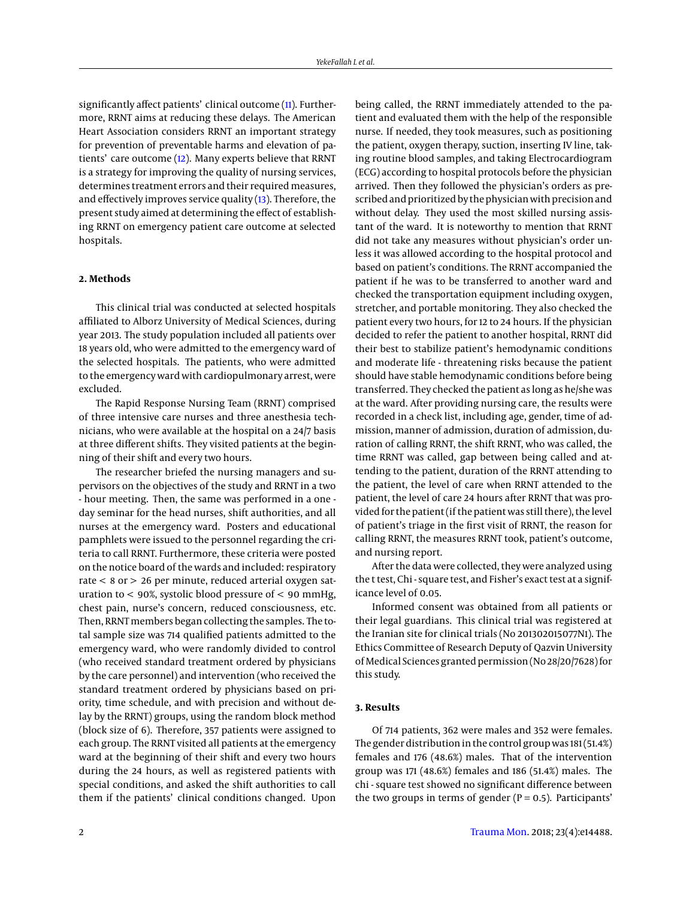significantly affect patients' clinical outcome (11). Furthermore, RRNT aims at reducing these delays. The American Heart Association considers RRNT an important strategy for prevention of preventable harms and elevation of patients' care outcome (12). Many experts believe that RRNT is a strategy for improving the quality of nursing services, determines treatment errors and their required measures, and effectively improves service quality (13). Therefore, the present study aimed at determining the effect of establishing RRNT on emergency patient care outcome at selected hospitals.

## 2. Methods

This clinical trial was conducted at selected hospitals affiliated to Alborz University of Medical Sciences, during year 2013. The study population included all patients over 18 years old, who were admitted to the emergency ward of the selected hospitals. The patients, who were admitted to the emergency ward with cardiopulmonary arrest, were excluded.

The Rapid Response Nursing Team (RRNT) comprised of three intensive care nurses and three anesthesia technicians, who were available at the hospital on a 24/7 basis at three different shifts. They visited patients at the beginning of their shift and every two hours.

The researcher briefed the nursing managers and supervisors on the objectives of the study and RRNT in a two - hour meeting. Then, the same was performed in a one - day seminar for the head nurses, shift authorities, and all nurses at the emergency ward. Posters and educational pamphlets were issued to the personnel regarding the criteria to call RRNT. Furthermore, these criteria were posted on the notice board of the wards and included: respiratory rate < 8 or > 26 per minute, reduced arterial oxygen saturation to < 90%, systolic blood pressure of < 90 mmHg, chest pain, nurse's concern, reduced consciousness, etc. Then, RRNT members began collecting the samples. The total sample size was 714 qualified patients admitted to the emergency ward, who were randomly divided to control (who received standard treatment ordered by physicians by the care personnel) and intervention (who received the standard treatment ordered by physicians based on priority, time schedule, and with precision and without delay by the RRNT) groups, using the random block method (block size of 6). Therefore, 357 patients were assigned to each group. The RRNT visited all patients at the emergency ward at the beginning of their shift and every two hours during the 24 hours, as well as registered patients with special conditions, and asked the shift authorities to call them if the patients' clinical conditions changed. Upon being called, the RRNT immediately attended to the patient and evaluated them with the help of the responsible nurse. If needed, they took measures, such as positioning the patient, oxygen therapy, suction, inserting IV line, taking routine blood samples, and taking Electrocardiogram (ECG) according to hospital protocols before the physician arrived. Then they followed the physician's orders as prescribed and prioritized by the physician with precision and without delay. They used the most skilled nursing assistant of the ward. It is noteworthy to mention that RRNT did not take any measures without physician's order unless it was allowed according to the hospital protocol and based on patient's conditions. The RRNT accompanied the patient if he was to be transferred to another ward and checked the transportation equipment including oxygen, stretcher, and portable monitoring. They also checked the patient every two hours, for 12 to 24 hours. If the physician decided to refer the patient to another hospital, RRNT did their best to stabilize patient's hemodynamic conditions and moderate life - threatening risks because the patient should have stable hemodynamic conditions before being transferred. They checked the patient as long as he/she was at the ward. After providing nursing care, the results were recorded in a check list, including age, gender, time of admission, manner of admission, duration of admission, duration of calling RRNT, the shift RRNT, who was called, the time RRNT was called, gap between being called and attending to the patient, duration of the RRNT attending to the patient, the level of care when RRNT attended to the patient, the level of care 24 hours after RRNT that was provided for the patient (if the patient was still there), the level of patient's triage in the first visit of RRNT, the reason for calling RRNT, the measures RRNT took, patient's outcome, and nursing report.

After the data were collected, they were analyzed using the t test, Chi - square test, and Fisher's exact test at a significance level of 0.05.

Informed consent was obtained from all patients or their legal guardians. This clinical trial was registered at the Iranian site for clinical trials (No 201302015077N1). The Ethics Committee of Research Deputy of Qazvin University of Medical Sciences granted permission (No 28/20/7628) for this study.

## 3. Results

Of 714 patients, 362 were males and 352 were females. The gender distribution in the control group was 181 (51.4%) females and 176 (48.6%) males. That of the intervention group was 171 (48.6%) females and 186 (51.4%) males. The chi - square test showed no significant difference between the two groups in terms of gender ($P = 0.5$). Participants'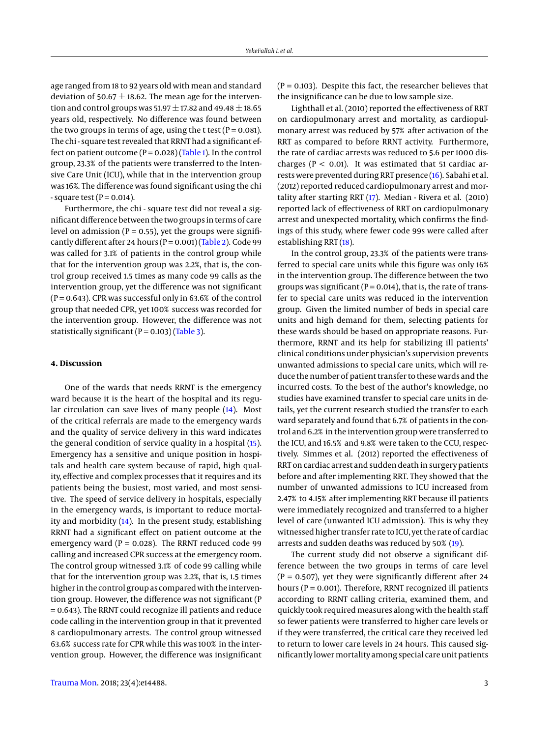age ranged from 18 to 92 years old with mean and standard deviation of 50.67 ± 18.62. The mean age for the intervention and control groups was 51.97 ± 17.82 and 49.48 ± 18.65 years old, respectively. No difference was found between the two groups in terms of age, using the t test (P = 0.081). The chi - square test revealed that RRNT had a significant effect on patient outcome (P = 0.028) (Table 1). In the control group, 23.3% of the patients were transferred to the Intensive Care Unit (ICU), while that in the intervention group was 16%. The difference was found significant using the chi - square test (P = 0.014).

Furthermore, the chi - square test did not reveal a significant difference between the two groups in terms of care level on admission (P = 0.55), yet the groups were significantly different after 24 hours (P = 0.001) (Table 2). Code 99 was called for 3.1% of patients in the control group while that for the intervention group was 2.2%, that is, the control group received 1.5 times as many code 99 calls as the intervention group, yet the difference was not significant (P = 0.643). CPR was successful only in 63.6% of the control group that needed CPR, yet 100% success was recorded for the intervention group. However, the difference was not statistically significant (P = 0.103) (Table 3).

## 4. Discussion

One of the wards that needs RRNT is the emergency ward because it is the heart of the hospital and its regular circulation can save lives of many people (14). Most of the critical referrals are made to the emergency wards and the quality of service delivery in this ward indicates the general condition of service quality in a hospital (15). Emergency has a sensitive and unique position in hospitals and health care system because of rapid, high quality, effective and complex processes that it requires and its patients being the busiest, most varied, and most sensitive. The speed of service delivery in hospitals, especially in the emergency wards, is important to reduce mortality and morbidity (14). In the present study, establishing RRNT had a significant effect on patient outcome at the emergency ward (P = 0.028). The RRNT reduced code 99 calling and increased CPR success at the emergency room. The control group witnessed 3.1% of code 99 calling while that for the intervention group was 2.2%, that is, 1.5 times higher in the control group as compared with the intervention group. However, the difference was not significant (P = 0.643). The RRNT could recognize ill patients and reduce code calling in the intervention group in that it prevented 8 cardiopulmonary arrests. The control group witnessed 63.6% success rate for CPR while this was 100% in the intervention group. However, the difference was insignificant (P = 0.103). Despite this fact, the researcher believes that the insignificance can be due to low sample size.

Lighthall et al. (2010) reported the effectiveness of RRT on cardiopulmonary arrest and mortality, as cardiopulmonary arrest was reduced by 57% after activation of the RRT as compared to before RRNT activity. Furthermore, the rate of cardiac arrests was reduced to 5.6 per 1000 discharges (P < 0.01). It was estimated that 51 cardiac arrests were prevented during RRT presence (16). Sabahi et al. (2012) reported reduced cardiopulmonary arrest and mortality after starting RRT (17). Median - Rivera et al. (2010) reported lack of effectiveness of RRT on cardiopulmonary arrest and unexpected mortality, which confirms the findings of this study, where fewer code 99s were called after establishing RRT (18).

In the control group, 23.3% of the patients were transferred to special care units while this figure was only 16% in the intervention group. The difference between the two groups was significant (P = 0.014), that is, the rate of transfer to special care units was reduced in the intervention group. Given the limited number of beds in special care units and high demand for them, selecting patients for these wards should be based on appropriate reasons. Furthermore, RRNT and its help for stabilizing ill patients' clinical conditions under physician's supervision prevents unwanted admissions to special care units, which will reduce the number of patient transfer to these wards and the incurred costs. To the best of the author's knowledge, no studies have examined transfer to special care units in details, yet the current research studied the transfer to each ward separately and found that 6.7% of patients in the control and 6.2% in the intervention group were transferred to the ICU, and 16.5% and 9.8% were taken to the CCU, respectively. Simmes et al. (2012) reported the effectiveness of RRT on cardiac arrest and sudden death in surgery patients before and after implementing RRT. They showed that the number of unwanted admissions to ICU increased from 2.47% to 4.15% after implementing RRT because ill patients were immediately recognized and transferred to a higher level of care (unwanted ICU admission). This is why they witnessed higher transfer rate to ICU, yet the rate of cardiac arrests and sudden deaths was reduced by 50% (19).

The current study did not observe a significant difference between the two groups in terms of care level (P = 0.507), yet they were significantly different after 24 hours (P = 0.001). Therefore, RRNT recognized ill patients according to RRNT calling criteria, examined them, and quickly took required measures along with the health staff so fewer patients were transferred to higher care levels or if they were transferred, the critical care they received led to return to lower care levels in 24 hours. This caused significantly lower mortality among special care unit patients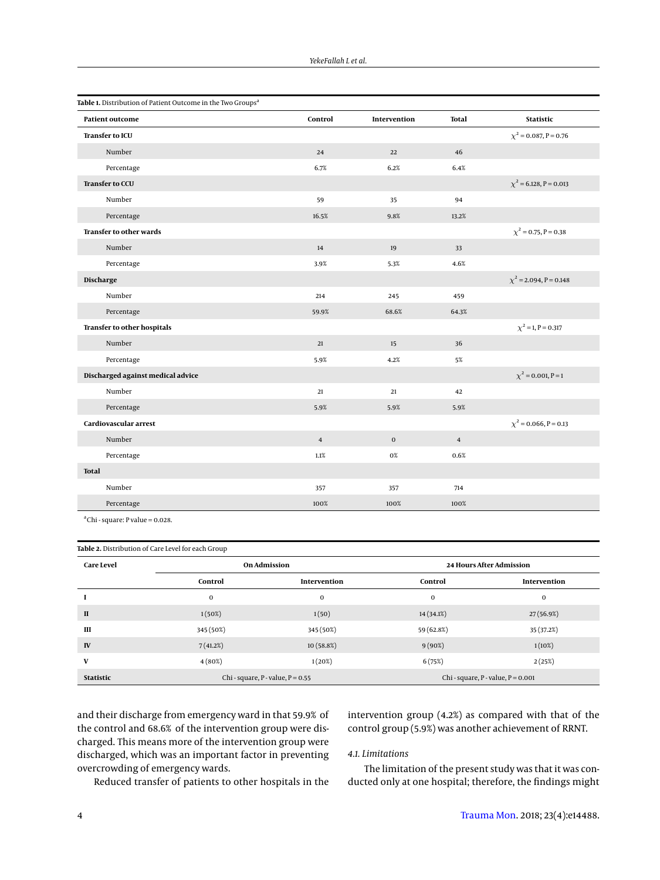**Table 1.** Distribution of Patient Outcome in the Two Groups[a]

| Patient outcome | Control | Intervention | Total | Statistic |
|---|---|---|---|---|
| **Transfer to ICU** | | | | $\chi^2$ = 0.087, P = 0.76 |
| Number | 24 | 22 | 46 | |
| Percentage | 6.7% | 6.2% | 6.4% | |
| **Transfer to CCU** | | | | $\chi^2$ = 6.128, P = 0.013 |
| Number | 59 | 35 | 94 | |
| Percentage | 16.5% | 9.8% | 13.2% | |
| **Transfer to other wards** | | | | $\chi^2$ = 0.75, P = 0.38 |
| Number | 14 | 19 | 33 | |
| Percentage | 3.9% | 5.3% | 4.6% | |
| **Discharge** | | | | $\chi^2$ = 2.094, P = 0.148 |
| Number | 214 | 245 | 459 | |
| Percentage | 59.9% | 68.6% | 64.3% | |
| **Transfer to other hospitals** | | | | $\chi^2$ = 1, P = 0.317 |
| Number | 21 | 15 | 36 | |
| Percentage | 5.9% | 4.2% | 5% | |
| **Discharged against medical advice** | | | | $\chi^2$ = 0.001, P = 1 |
| Number | 21 | 21 | 42 | |
| Percentage | 5.9% | 5.9% | 5.9% | |
| **Cardiovascular arrest** | | | | $\chi^2$ = 0.066, P = 0.13 |
| Number | 4 | 0 | 4 | |
| Percentage | 1.1% | 0% | 0.6% | |
| **Total** | | | | |
| Number | 357 | 357 | 714 | |
| Percentage | 100% | 100% | 100% | |

[a]Chi - square: P value = 0.028.

**Table 2.** Distribution of Care Level for each Group

| Care Level | On Admission | | 24 Hours After Admission | |
|---|---|---|---|---|
| | Control | Intervention | Control | Intervention |
| **I** | 0 | 0 | 0 | 0 |
| **II** | 1 (50%) | 1 (50) | 14 (34.1%) | 27 (56.9%) |
| **III** | 345 (50%) | 345 (50%) | 59 (62.8%) | 35 (37.2%) |
| **IV** | 7 (41.2%) | 10 (58.8%) | 9 (90%) | 1 (10%) |
| **V** | 4 (80%) | 1 (20%) | 6 (75%) | 2 (25%) |
| **Statistic** | Chi - square, P - value, P = 0.55 | | Chi - square, P - value, P = 0.001 | |

and their discharge from emergency ward in that 59.9% of the control and 68.6% of the intervention group were discharged. This means more of the intervention group were discharged, which was an important factor in preventing overcrowding of emergency wards.

Reduced transfer of patients to other hospitals in the intervention group (4.2%) as compared with that of the control group (5.9%) was another achievement of RRNT.

### 4.1. Limitations

The limitation of the present study was that it was conducted only at one hospital; therefore, the findings might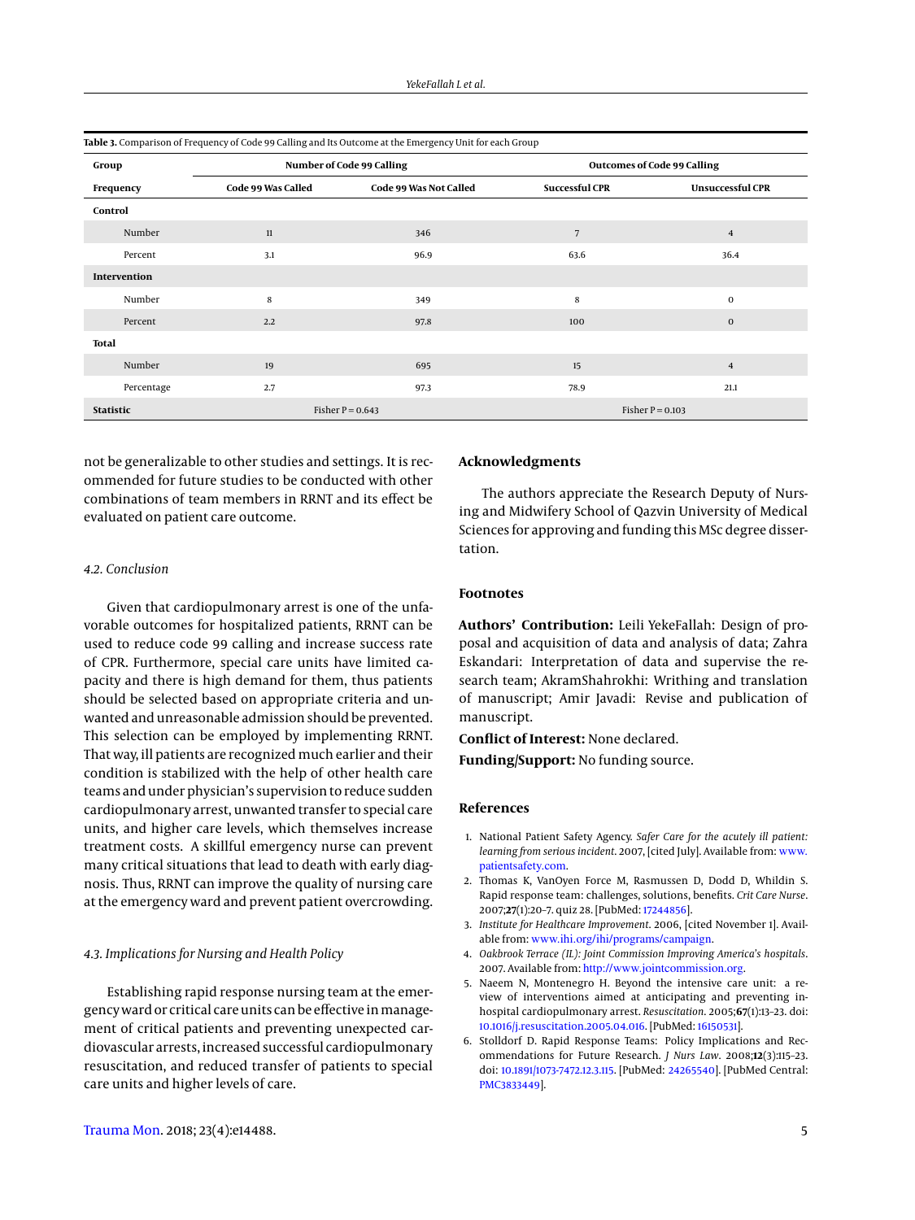**Table 3.** Comparison of Frequency of Code 99 Calling and Its Outcome at the Emergency Unit for each Group

| Group | Number of Code 99 Calling | | Outcomes of Code 99 Calling | |
|---|---|---|---|---|
| Frequency | Code 99 Was Called | Code 99 Was Not Called | Successful CPR | Unsuccessful CPR |
| **Control** | | | | |
| Number | 11 | 346 | 7 | 4 |
| Percent | 3.1 | 96.9 | 63.6 | 36.4 |
| **Intervention** | | | | |
| Number | 8 | 349 | 8 | 0 |
| Percent | 2.2 | 97.8 | 100 | 0 |
| **Total** | | | | |
| Number | 19 | 695 | 15 | 4 |
| Percentage | 2.7 | 97.3 | 78.9 | 21.1 |
| **Statistic** | Fisher P = 0.643 | | Fisher P = 0.103 | |

not be generalizable to other studies and settings. It is recommended for future studies to be conducted with other combinations of team members in RRNT and its effect be evaluated on patient care outcome.

### 4.2. Conclusion

Given that cardiopulmonary arrest is one of the unfavorable outcomes for hospitalized patients, RRNT can be used to reduce code 99 calling and increase success rate of CPR. Furthermore, special care units have limited capacity and there is high demand for them, thus patients should be selected based on appropriate criteria and unwanted and unreasonable admission should be prevented. This selection can be employed by implementing RRNT. That way, ill patients are recognized much earlier and their condition is stabilized with the help of other health care teams and under physician's supervision to reduce sudden cardiopulmonary arrest, unwanted transfer to special care units, and higher care levels, which themselves increase treatment costs. A skillful emergency nurse can prevent many critical situations that lead to death with early diagnosis. Thus, RRNT can improve the quality of nursing care at the emergency ward and prevent patient overcrowding.

### 4.3. Implications for Nursing and Health Policy

Establishing rapid response nursing team at the emergency ward or critical care units can be effective in management of critical patients and preventing unexpected cardiovascular arrests, increased successful cardiopulmonary resuscitation, and reduced transfer of patients to special care units and higher levels of care.

## Acknowledgments

The authors appreciate the Research Deputy of Nursing and Midwifery School of Qazvin University of Medical Sciences for approving and funding this MSc degree dissertation.

## Footnotes

**Authors' Contribution:** Leili YekeFallah: Design of proposal and acquisition of data and analysis of data; Zahra Eskandari: Interpretation of data and supervise the research team; AkramShahrokhi: Writhing and translation of manuscript; Amir Javadi: Revise and publication of manuscript.

**Conflict of Interest:** None declared.

**Funding/Support:** No funding source.

## References

1. National Patient Safety Agency. *Safer Care for the acutely ill patient: learning from serious incident*. 2007, [cited July]. Available from: www.patientsafety.com.
2. Thomas K, VanOyen Force M, Rasmussen D, Dodd D, Whildin S. Rapid response team: challenges, solutions, benefits. *Crit Care Nurse*. 2007;**27**(1):20–7. quiz 28. [PubMed: 17244856].
3. *Institute for Healthcare Improvement*. 2006, [cited November 1]. Available from: www.ihi.org/ihi/programs/campaign.
4. *Oakbrook Terrace (IL): Joint Commission Improving America's hospitals*. 2007. Available from: http://www.jointcommission.org.
5. Naeem N, Montenegro H. Beyond the intensive care unit: a review of interventions aimed at anticipating and preventing in-hospital cardiopulmonary arrest. *Resuscitation*. 2005;**67**(1):13–23. doi: 10.1016/j.resuscitation.2005.04.016. [PubMed: 16150531].
6. Stolldorf D. Rapid Response Teams: Policy Implications and Recommendations for Future Research. *J Nurs Law*. 2008;**12**(3):115–23. doi: 10.1891/1073-7472.12.3.115. [PubMed: 24265540]. [PubMed Central: PMC3833449].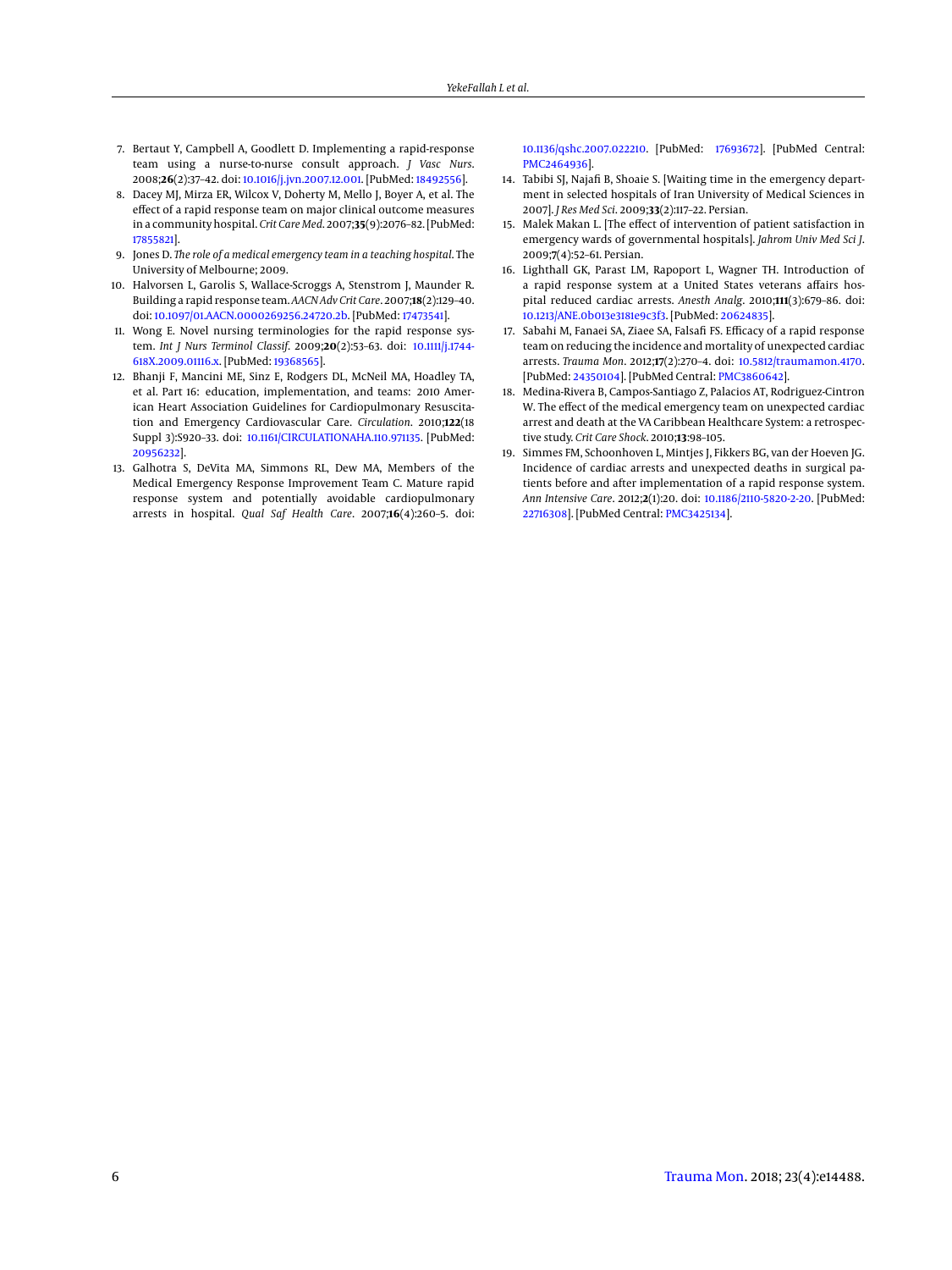7. Bertaut Y, Campbell A, Goodlett D. Implementing a rapid-response team using a nurse-to-nurse consult approach. *J Vasc Nurs*. 2008;**26**(2):37–42. doi: 10.1016/j.jvn.2007.12.001. [PubMed: 18492556].
8. Dacey MJ, Mirza ER, Wilcox V, Doherty M, Mello J, Boyer A, et al. The effect of a rapid response team on major clinical outcome measures in a community hospital. *Crit Care Med*. 2007;**35**(9):2076–82. [PubMed: 17855821].
9. Jones D. *The role of a medical emergency team in a teaching hospital*. The University of Melbourne; 2009.
10. Halvorsen L, Garolis S, Wallace-Scroggs A, Stenstrom J, Maunder R. Building a rapid response team. *AACN Adv Crit Care*. 2007;**18**(2):129–40. doi: 10.1097/01.AACN.0000269256.24720.2b. [PubMed: 17473541].
11. Wong E. Novel nursing terminologies for the rapid response system. *Int J Nurs Terminol Classif*. 2009;**20**(2):53–63. doi: 10.1111/j.1744-618X.2009.01116.x. [PubMed: 19368565].
12. Bhanji F, Mancini ME, Sinz E, Rodgers DL, McNeil MA, Hoadley TA, et al. Part 16: education, implementation, and teams: 2010 American Heart Association Guidelines for Cardiopulmonary Resuscitation and Emergency Cardiovascular Care. *Circulation*. 2010;**122**(18 Suppl 3):S920–33. doi: 10.1161/CIRCULATIONAHA.110.971135. [PubMed: 20956232].
13. Galhotra S, DeVita MA, Simmons RL, Dew MA, Members of the Medical Emergency Response Improvement Team C. Mature rapid response system and potentially avoidable cardiopulmonary arrests in hospital. *Qual Saf Health Care*. 2007;**16**(4):260–5. doi: 10.1136/qshc.2007.022210. [PubMed: 17693672]. [PubMed Central: PMC2464936].
14. Tabibi SJ, Najafi B, Shoaie S. [Waiting time in the emergency department in selected hospitals of Iran University of Medical Sciences in 2007]. *J Res Med Sci*. 2009;**33**(2):117–22. Persian.
15. Malek Makan L. [The effect of intervention of patient satisfaction in emergency wards of governmental hospitals]. *Jahrom Univ Med Sci J*. 2009;**7**(4):52–61. Persian.
16. Lighthall GK, Parast LM, Rapoport L, Wagner TH. Introduction of a rapid response system at a United States veterans affairs hospital reduced cardiac arrests. *Anesth Analg*. 2010;**111**(3):679–86. doi: 10.1213/ANE.0b013e3181e9c3f3. [PubMed: 20624835].
17. Sabahi M, Fanaei SA, Ziaee SA, Falsafi FS. Efficacy of a rapid response team on reducing the incidence and mortality of unexpected cardiac arrests. *Trauma Mon*. 2012;**17**(2):270–4. doi: 10.5812/traumamon.4170. [PubMed: 24350104]. [PubMed Central: PMC3860642].
18. Medina-Rivera B, Campos-Santiago Z, Palacios AT, Rodriguez-Cintron W. The effect of the medical emergency team on unexpected cardiac arrest and death at the VA Caribbean Healthcare System: a retrospective study. *Crit Care Shock*. 2010;**13**:98–105.
19. Simmes FM, Schoonhoven L, Mintjes J, Fikkers BG, van der Hoeven JG. Incidence of cardiac arrests and unexpected deaths in surgical patients before and after implementation of a rapid response system. *Ann Intensive Care*. 2012;**2**(1):20. doi: 10.1186/2110-5820-2-20. [PubMed: 22716308]. [PubMed Central: PMC3425134].